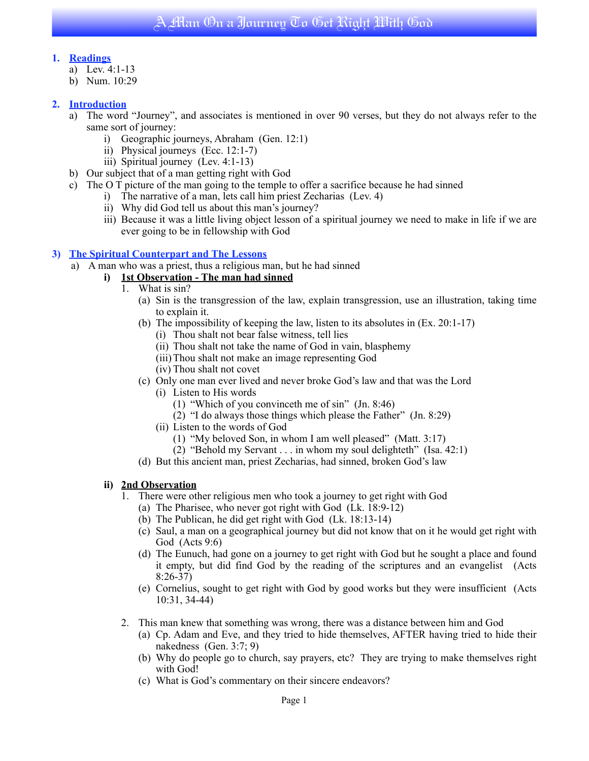# A Man On a Journey To Get Right With God

1. **Readings**
   a) Lev. 4:1-13
   b) Num. 10:29

2. **Introduction**
   a) The word "Journey", and associates is mentioned in over 90 verses, but they do not always refer to the same sort of journey:
      i) Geographic journeys, Abraham (Gen. 12:1)
      ii) Physical journeys (Ecc. 12:1-7)
      iii) Spiritual journey (Lev. 4:1-13)
   b) Our subject that of a man getting right with God
   c) The O T picture of the man going to the temple to offer a sacrifice because he had sinned
      i) The narrative of a man, lets call him priest Zecharias (Lev. 4)
      ii) Why did God tell us about this man's journey?
      iii) Because it was a little living object lesson of a spiritual journey we need to make in life if we are ever going to be in fellowship with God

3) **The Spiritual Counterpart and The Lessons**
   a) A man who was a priest, thus a religious man, but he had sinned
      **i) 1st Observation - The man had sinned**
         1. What is sin?
            (a) Sin is the transgression of the law, explain transgression, use an illustration, taking time to explain it.
            (b) The impossibility of keeping the law, listen to its absolutes in (Ex. 20:1-17)
               (i) Thou shalt not bear false witness, tell lies
               (ii) Thou shalt not take the name of God in vain, blasphemy
               (iii) Thou shalt not make an image representing God
               (iv) Thou shalt not covet
            (c) Only one man ever lived and never broke God's law and that was the Lord
               (i) Listen to His words
                  (1) "Which of you convinceth me of sin" (Jn. 8:46)
                  (2) "I do always those things which please the Father" (Jn. 8:29)
               (ii) Listen to the words of God
                  (1) "My beloved Son, in whom I am well pleased" (Matt. 3:17)
                  (2) "Behold my Servant . . . in whom my soul delighteth" (Isa. 42:1)
            (d) But this ancient man, priest Zecharias, had sinned, broken God's law

      **ii) 2nd Observation**
         1. There were other religious men who took a journey to get right with God
            (a) The Pharisee, who never got right with God (Lk. 18:9-12)
            (b) The Publican, he did get right with God (Lk. 18:13-14)
            (c) Saul, a man on a geographical journey but did not know that on it he would get right with God (Acts 9:6)
            (d) The Eunuch, had gone on a journey to get right with God but he sought a place and found it empty, but did find God by the reading of the scriptures and an evangelist (Acts 8:26-37)
            (e) Cornelius, sought to get right with God by good works but they were insufficient (Acts 10:31, 34-44)

         2. This man knew that something was wrong, there was a distance between him and God
            (a) Cp. Adam and Eve, and they tried to hide themselves, AFTER having tried to hide their nakedness (Gen. 3:7; 9)
            (b) Why do people go to church, say prayers, etc? They are trying to make themselves right with God!
            (c) What is God's commentary on their sincere endeavors?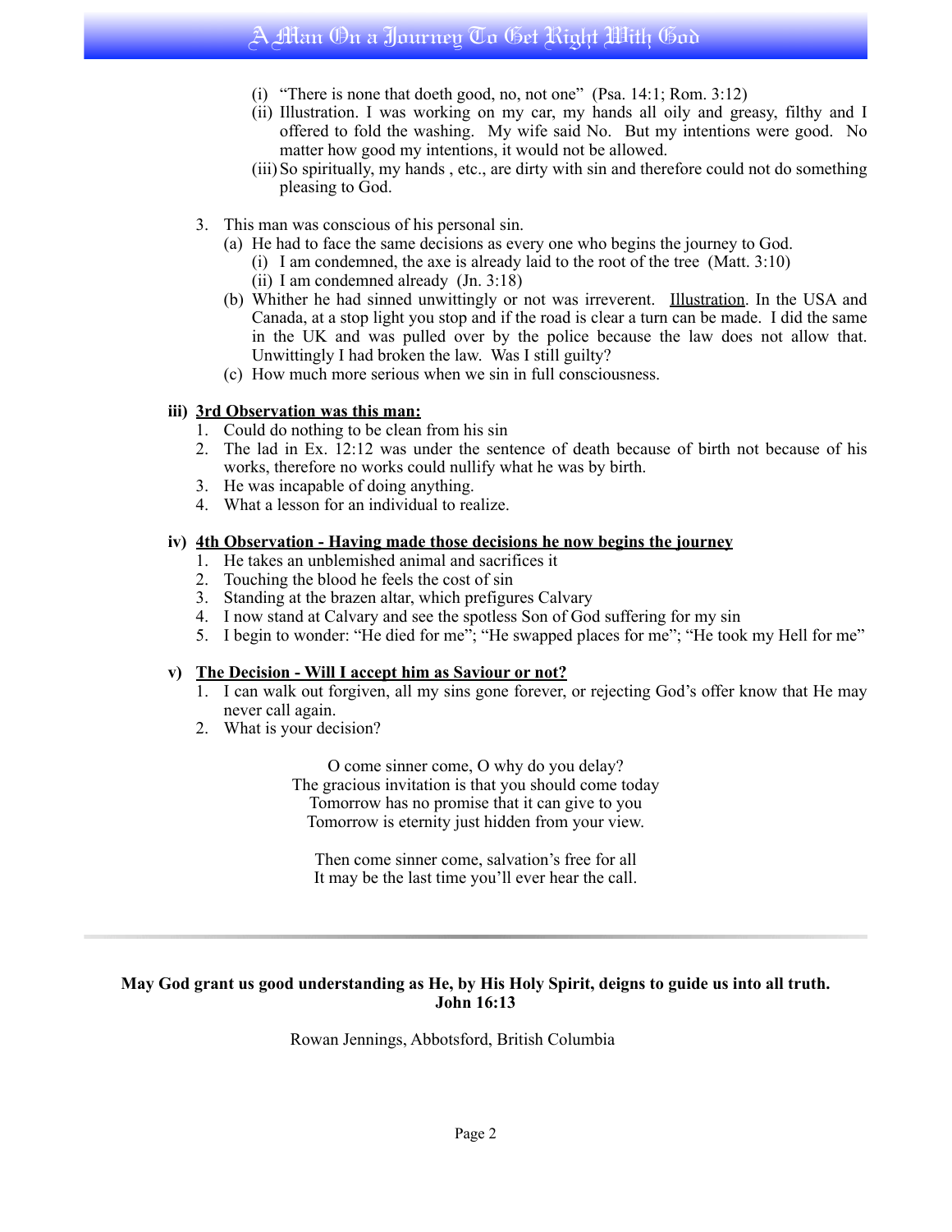(i) "There is none that doeth good, no, not one" (Psa. 14:1; Rom. 3:12)
(ii) Illustration. I was working on my car, my hands all oily and greasy, filthy and I offered to fold the washing. My wife said No. But my intentions were good. No matter how good my intentions, it would not be allowed.
(iii) So spiritually, my hands , etc., are dirty with sin and therefore could not do something pleasing to God.

3. This man was conscious of his personal sin.
   (a) He had to face the same decisions as every one who begins the journey to God.
      (i) I am condemned, the axe is already laid to the root of the tree (Matt. 3:10)
      (ii) I am condemned already (Jn. 3:18)
   (b) Whither he had sinned unwittingly or not was irreverent. Illustration. In the USA and Canada, at a stop light you stop and if the road is clear a turn can be made. I did the same in the UK and was pulled over by the police because the law does not allow that. Unwittingly I had broken the law. Was I still guilty?
   (c) How much more serious when we sin in full consciousness.

**iii) 3rd Observation was this man:**

1. Could do nothing to be clean from his sin
2. The lad in Ex. 12:12 was under the sentence of death because of birth not because of his works, therefore no works could nullify what he was by birth.
3. He was incapable of doing anything.
4. What a lesson for an individual to realize.

**iv) 4th Observation - Having made those decisions he now begins the journey**

1. He takes an unblemished animal and sacrifices it
2. Touching the blood he feels the cost of sin
3. Standing at the brazen altar, which prefigures Calvary
4. I now stand at Calvary and see the spotless Son of God suffering for my sin
5. I begin to wonder: "He died for me"; "He swapped places for me"; "He took my Hell for me"

**v) The Decision - Will I accept him as Saviour or not?**

1. I can walk out forgiven, all my sins gone forever, or rejecting God's offer know that He may never call again.
2. What is your decision?

O come sinner come, O why do you delay?
The gracious invitation is that you should come today
Tomorrow has no promise that it can give to you
Tomorrow is eternity just hidden from your view.

Then come sinner come, salvation's free for all
It may be the last time you'll ever hear the call.

---

**May God grant us good understanding as He, by His Holy Spirit, deigns to guide us into all truth. John 16:13**

Rowan Jennings, Abbotsford, British Columbia